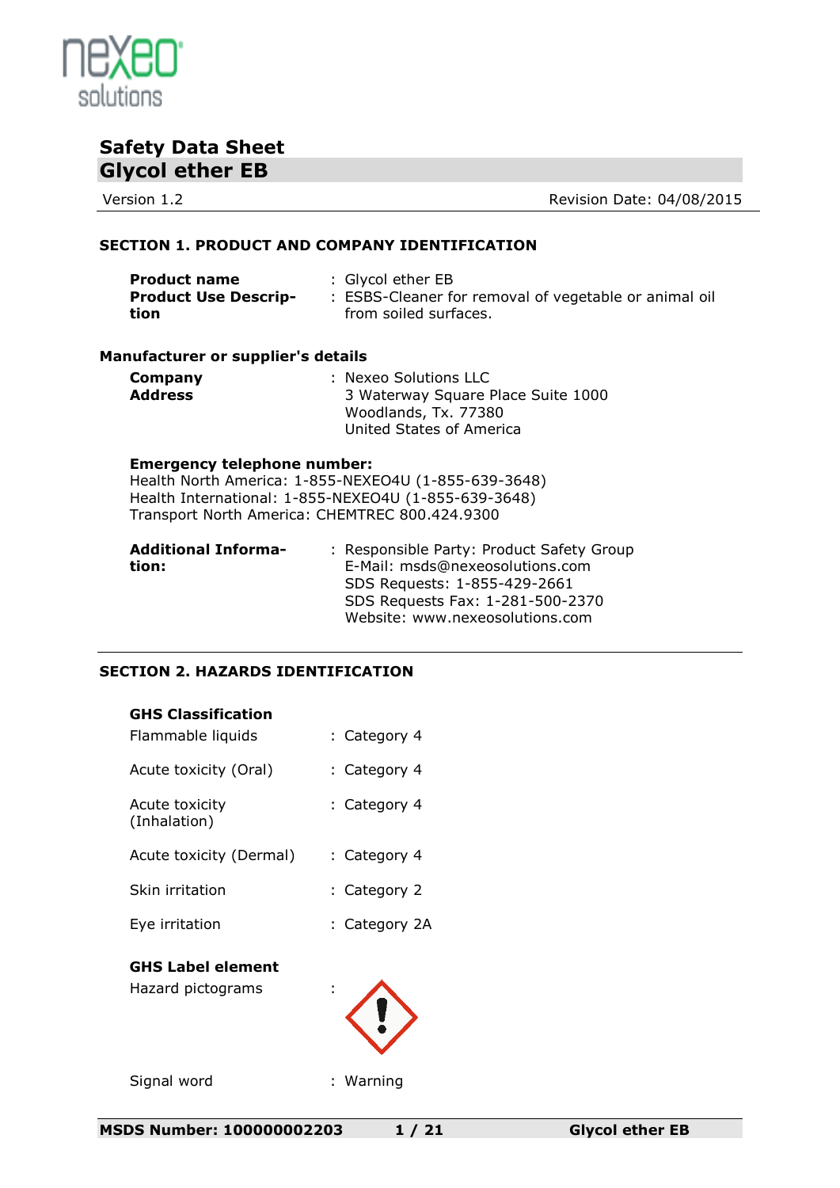# Safety Data Sheet

## Glycol ether EB

Version 1.2 Revision Date: 04/08/2015

### SECTION 1. PRODUCT AND COMPANY IDENTIFICATION

**Product name** : Glycol ether EB

**Product Use Description** : ESBS-Cleaner for removal of vegetable or animal oil from soiled surfaces.

**Manufacturer or supplier's details**

**Company** : Nexeo Solutions LLC

**Address** : 3 Waterway Square Place Suite 1000
Woodlands, Tx. 77380
United States of America

**Emergency telephone number:**
Health North America: 1-855-NEXEO4U (1-855-639-3648)
Health International: 1-855-NEXEO4U (1-855-639-3648)
Transport North America: CHEMTREC 800.424.9300

**Additional Information:** : Responsible Party: Product Safety Group
E-Mail: msds@nexeosolutions.com
SDS Requests: 1-855-429-2661
SDS Requests Fax: 1-281-500-2370
Website: www.nexeosolutions.com

### SECTION 2. HAZARDS IDENTIFICATION

**GHS Classification**

| | |
|---|---|
| Flammable liquids | : Category 4 |
| Acute toxicity (Oral) | : Category 4 |
| Acute toxicity (Inhalation) | : Category 4 |
| Acute toxicity (Dermal) | : Category 4 |
| Skin irritation | : Category 2 |
| Eye irritation | : Category 2A |

**GHS Label element**

Hazard pictograms :

Signal word : Warning

MSDS Number: 100000002203 Glycol ether EB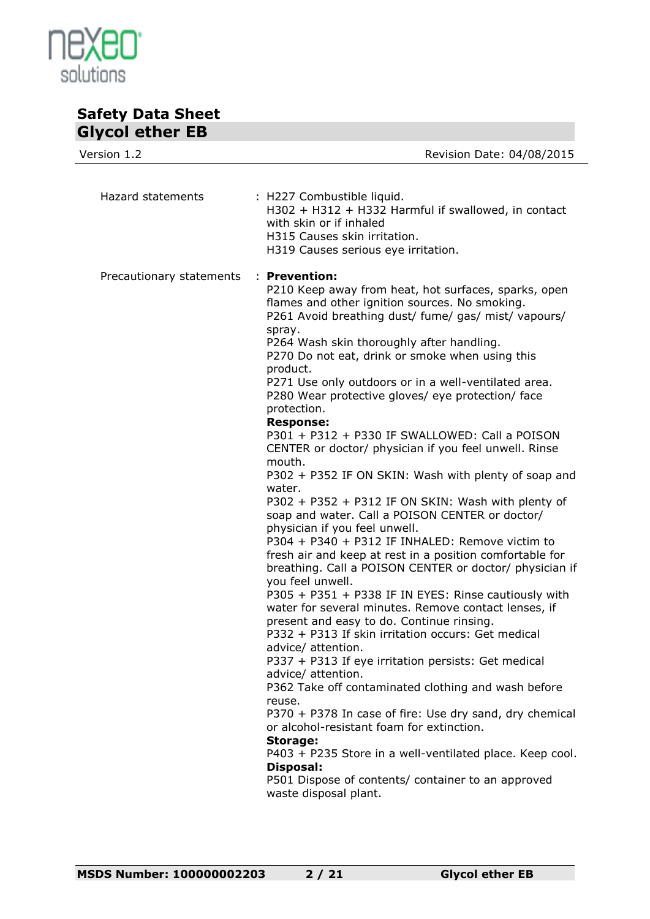Hazard statements : H227 Combustible liquid.
H302 + H312 + H332 Harmful if swallowed, in contact with skin or if inhaled
H315 Causes skin irritation.
H319 Causes serious eye irritation.

Precautionary statements : **Prevention:**
P210 Keep away from heat, hot surfaces, sparks, open flames and other ignition sources. No smoking.
P261 Avoid breathing dust/ fume/ gas/ mist/ vapours/ spray.
P264 Wash skin thoroughly after handling.
P270 Do not eat, drink or smoke when using this product.
P271 Use only outdoors or in a well-ventilated area.
P280 Wear protective gloves/ eye protection/ face protection.

**Response:**
P301 + P312 + P330 IF SWALLOWED: Call a POISON CENTER or doctor/ physician if you feel unwell. Rinse mouth.
P302 + P352 IF ON SKIN: Wash with plenty of soap and water.
P302 + P352 + P312 IF ON SKIN: Wash with plenty of soap and water. Call a POISON CENTER or doctor/ physician if you feel unwell.
P304 + P340 + P312 IF INHALED: Remove victim to fresh air and keep at rest in a position comfortable for breathing. Call a POISON CENTER or doctor/ physician if you feel unwell.
P305 + P351 + P338 IF IN EYES: Rinse cautiously with water for several minutes. Remove contact lenses, if present and easy to do. Continue rinsing.
P332 + P313 If skin irritation occurs: Get medical advice/ attention.
P337 + P313 If eye irritation persists: Get medical advice/ attention.
P362 Take off contaminated clothing and wash before reuse.
P370 + P378 In case of fire: Use dry sand, dry chemical or alcohol-resistant foam for extinction.

**Storage:**
P403 + P235 Store in a well-ventilated place. Keep cool.

**Disposal:**
P501 Dispose of contents/ container to an approved waste disposal plant.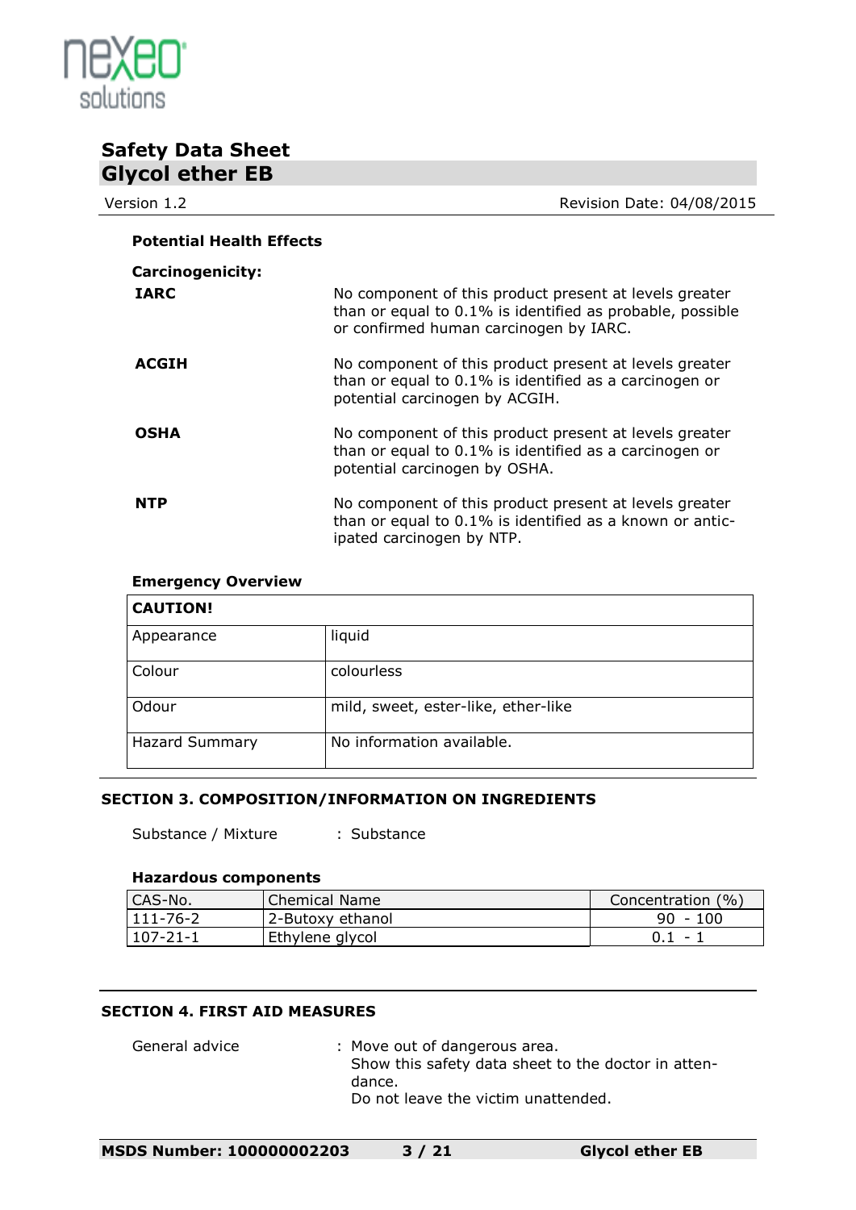#### Potential Health Effects

**Carcinogenicity:**

| | |
|---|---|
| **IARC** | No component of this product present at levels greater than or equal to 0.1% is identified as probable, possible or confirmed human carcinogen by IARC. |
| **ACGIH** | No component of this product present at levels greater than or equal to 0.1% is identified as a carcinogen or potential carcinogen by ACGIH. |
| **OSHA** | No component of this product present at levels greater than or equal to 0.1% is identified as a carcinogen or potential carcinogen by OSHA. |
| **NTP** | No component of this product present at levels greater than or equal to 0.1% is identified as a known or anticipated carcinogen by NTP. |

#### Emergency Overview

| **CAUTION!** | |
|---|---|
| Appearance | liquid |
| Colour | colourless |
| Odour | mild, sweet, ester-like, ether-like |
| Hazard Summary | No information available. |

## SECTION 3. COMPOSITION/INFORMATION ON INGREDIENTS

Substance / Mixture : Substance

#### Hazardous components

| CAS-No. | Chemical Name | Concentration (%) |
|---|---|---|
| 111-76-2 | 2-Butoxy ethanol | 90 - 100 |
| 107-21-1 | Ethylene glycol | 0.1 - 1 |

## SECTION 4. FIRST AID MEASURES

General advice : Move out of dangerous area.
Show this safety data sheet to the doctor in attendance.
Do not leave the victim unattended.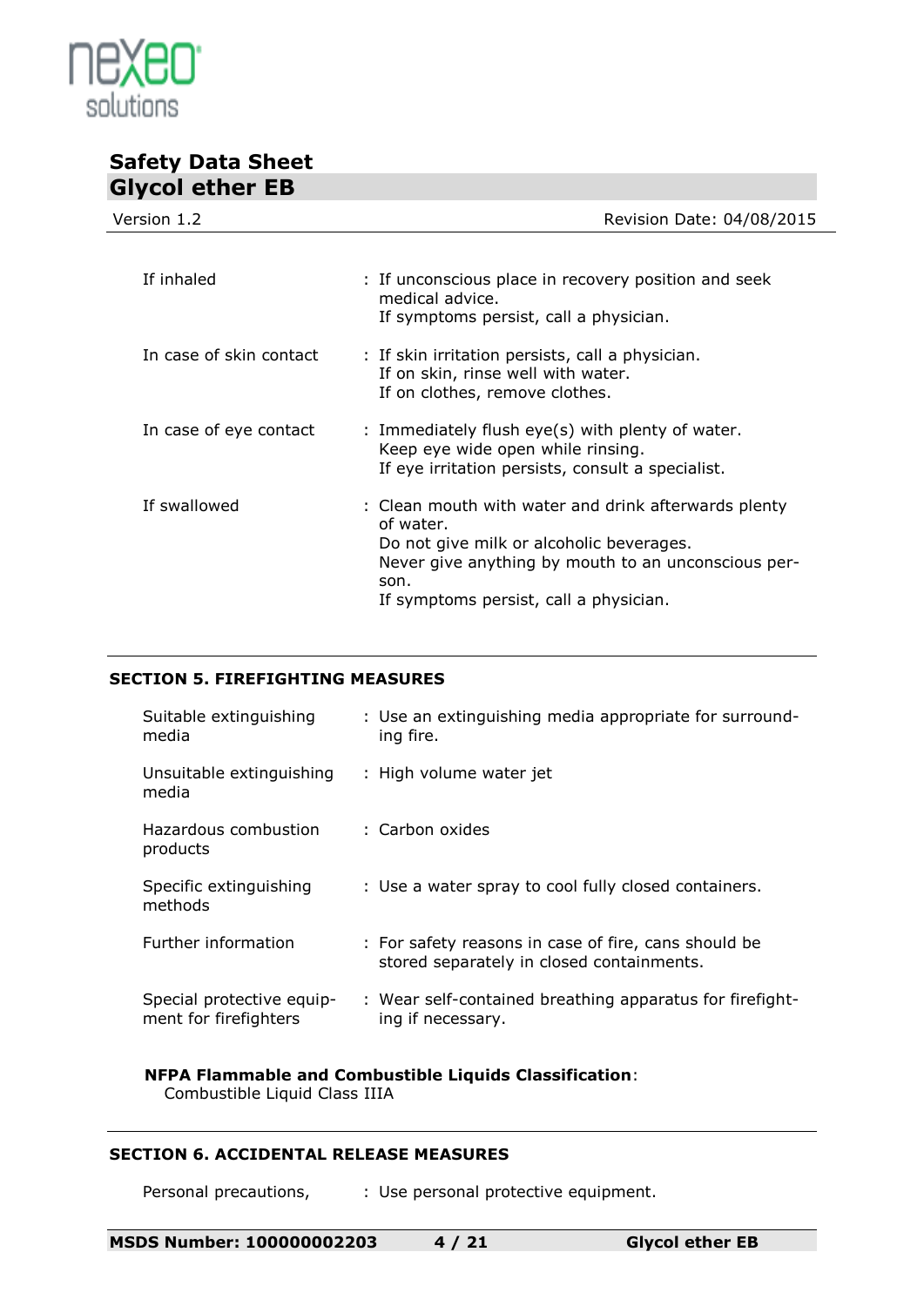| | |
|---|---|
| If inhaled | : If unconscious place in recovery position and seek medical advice.<br>If symptoms persist, call a physician. |
| In case of skin contact | : If skin irritation persists, call a physician.<br>If on skin, rinse well with water.<br>If on clothes, remove clothes. |
| In case of eye contact | : Immediately flush eye(s) with plenty of water.<br>Keep eye wide open while rinsing.<br>If eye irritation persists, consult a specialist. |
| If swallowed | : Clean mouth with water and drink afterwards plenty of water.<br>Do not give milk or alcoholic beverages.<br>Never give anything by mouth to an unconscious person.<br>If symptoms persist, call a physician. |

## SECTION 5. FIREFIGHTING MEASURES

| | |
|---|---|
| Suitable extinguishing media | : Use an extinguishing media appropriate for surrounding fire. |
| Unsuitable extinguishing media | : High volume water jet |
| Hazardous combustion products | : Carbon oxides |
| Specific extinguishing methods | : Use a water spray to cool fully closed containers. |
| Further information | : For safety reasons in case of fire, cans should be stored separately in closed containments. |
| Special protective equipment for firefighters | : Wear self-contained breathing apparatus for firefighting if necessary. |

**NFPA Flammable and Combustible Liquids Classification**:
Combustible Liquid Class IIIA

## SECTION 6. ACCIDENTAL RELEASE MEASURES

| | |
|---|---|
| Personal precautions, | : Use personal protective equipment. |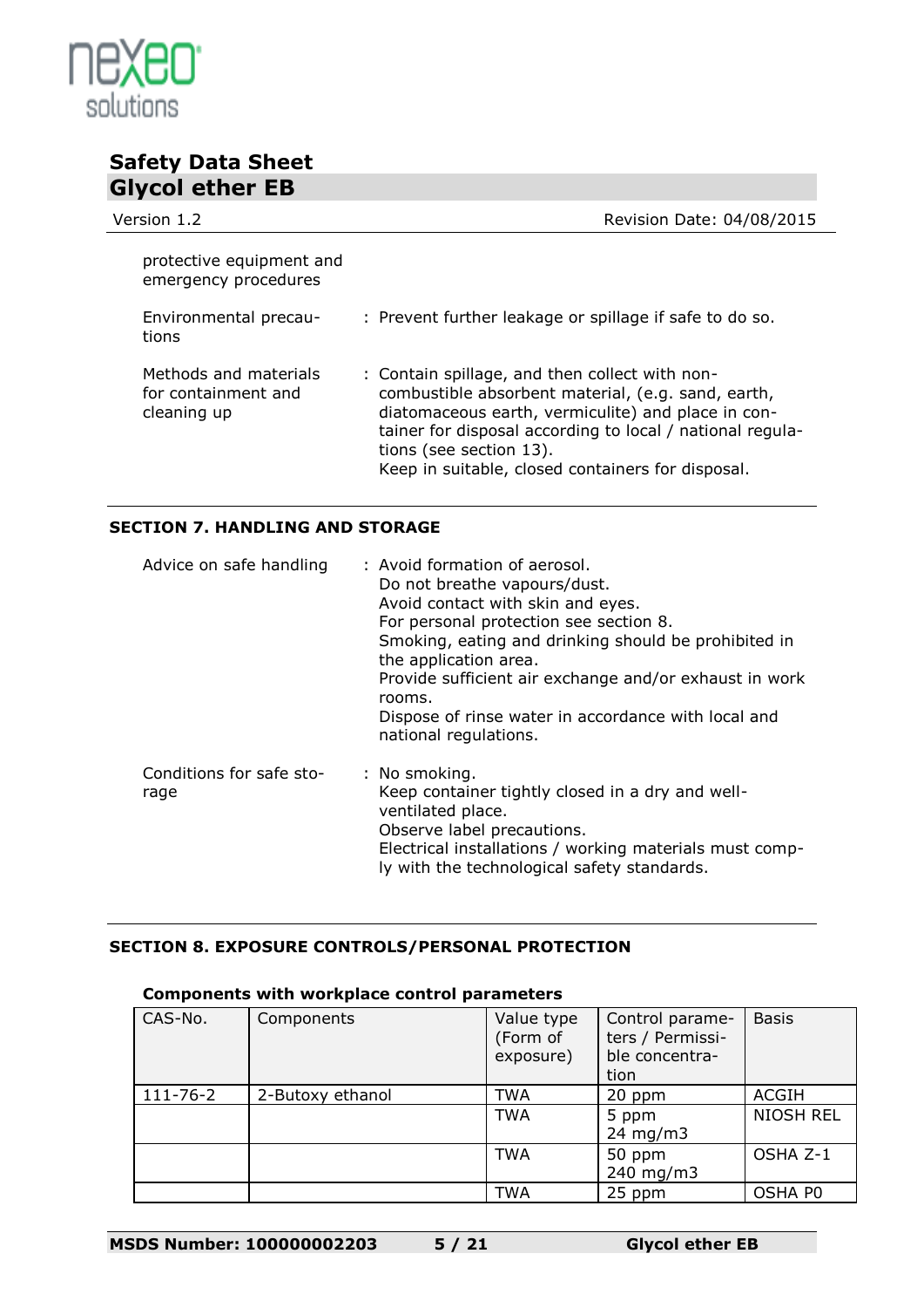| | |
|---|---|
| protective equipment and emergency procedures | |
| Environmental precautions | : Prevent further leakage or spillage if safe to do so. |
| Methods and materials for containment and cleaning up | : Contain spillage, and then collect with non-combustible absorbent material, (e.g. sand, earth, diatomaceous earth, vermiculite) and place in container for disposal according to local / national regulations (see section 13).<br>Keep in suitable, closed containers for disposal. |

## SECTION 7. HANDLING AND STORAGE

| | |
|---|---|
| Advice on safe handling | : Avoid formation of aerosol.<br>Do not breathe vapours/dust.<br>Avoid contact with skin and eyes.<br>For personal protection see section 8.<br>Smoking, eating and drinking should be prohibited in the application area.<br>Provide sufficient air exchange and/or exhaust in work rooms.<br>Dispose of rinse water in accordance with local and national regulations. |
| Conditions for safe storage | : No smoking.<br>Keep container tightly closed in a dry and well-ventilated place.<br>Observe label precautions.<br>Electrical installations / working materials must comply with the technological safety standards. |

## SECTION 8. EXPOSURE CONTROLS/PERSONAL PROTECTION

### Components with workplace control parameters

| CAS-No. | Components | Value type (Form of exposure) | Control parameters / Permissible concentration | Basis |
|---|---|---|---|---|
| 111-76-2 | 2-Butoxy ethanol | TWA | 20 ppm | ACGIH |
| | | TWA | 5 ppm<br>24 mg/m3 | NIOSH REL |
| | | TWA | 50 ppm<br>240 mg/m3 | OSHA Z-1 |
| | | TWA | 25 ppm | OSHA P0 |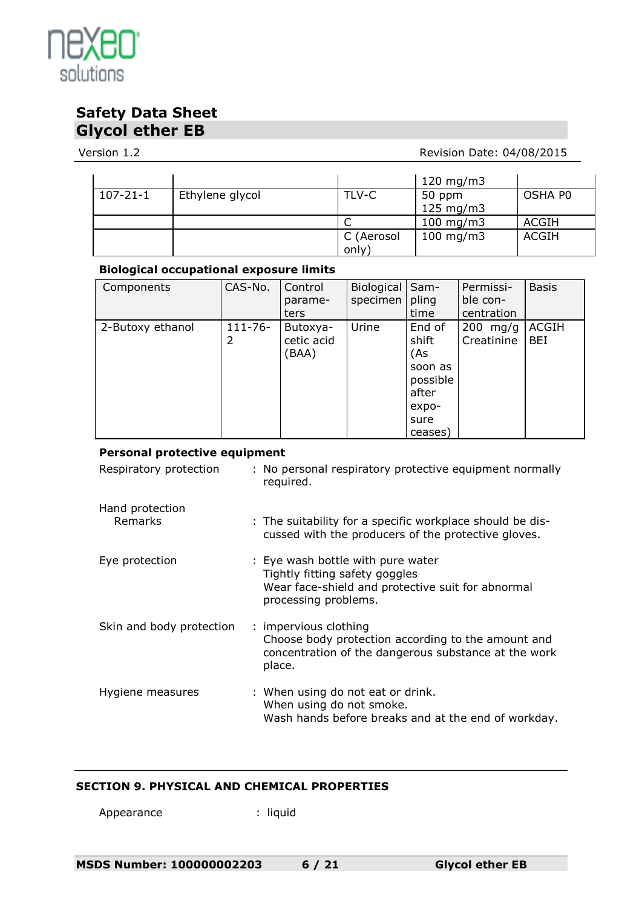| | | | 120 mg/m3 | |
|---|---|---|---|---|
| 107-21-1 | Ethylene glycol | TLV-C | 50 ppm<br>125 mg/m3 | OSHA P0 |
| | | C | 100 mg/m3 | ACGIH |
| | | C (Aerosol only) | 100 mg/m3 | ACGIH |

**Biological occupational exposure limits**

| Components | CAS-No. | Control parameters | Biological specimen | Sampling time | Permissible concentration | Basis |
|---|---|---|---|---|---|---|
| 2-Butoxy ethanol | 111-76-2 | Butoxyacetic acid (BAA) | Urine | End of shift (As soon as possible after exposure ceases) | 200 mg/g Creatinine | ACGIH BEI |

**Personal protective equipment**

Respiratory protection : No personal respiratory protective equipment normally required.

Hand protection
Remarks : The suitability for a specific workplace should be discussed with the producers of the protective gloves.

Eye protection : Eye wash bottle with pure water
Tightly fitting safety goggles
Wear face-shield and protective suit for abnormal processing problems.

Skin and body protection : impervious clothing
Choose body protection according to the amount and concentration of the dangerous substance at the work place.

Hygiene measures : When using do not eat or drink.
When using do not smoke.
Wash hands before breaks and at the end of workday.

## SECTION 9. PHYSICAL AND CHEMICAL PROPERTIES

Appearance : liquid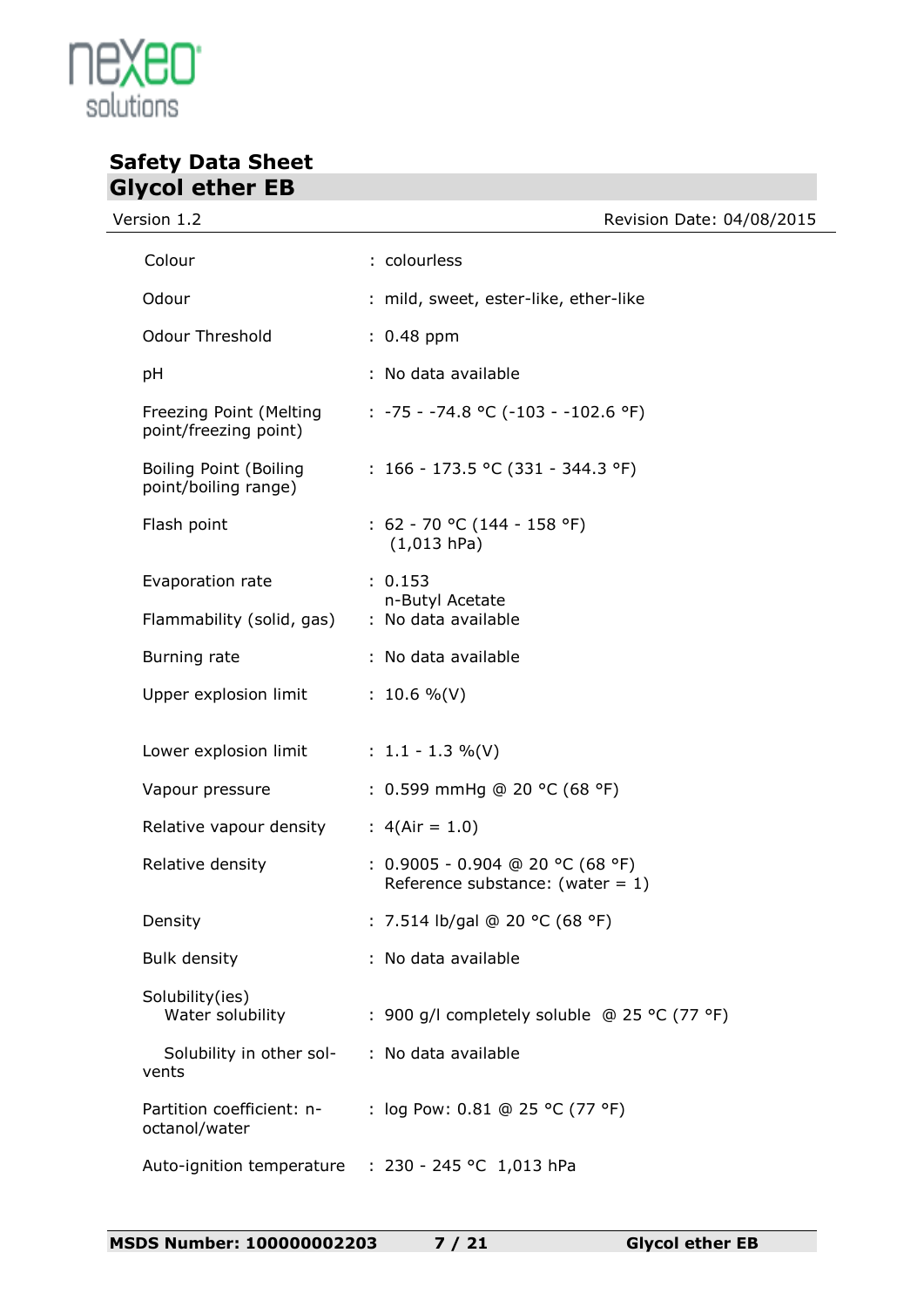| Property | Value |
|---|---|
| Colour | : colourless |
| Odour | : mild, sweet, ester-like, ether-like |
| Odour Threshold | : 0.48 ppm |
| pH | : No data available |
| Freezing Point (Melting point/freezing point) | : -75 - -74.8 °C (-103 - -102.6 °F) |
| Boiling Point (Boiling point/boiling range) | : 166 - 173.5 °C (331 - 344.3 °F) |
| Flash point | : 62 - 70 °C (144 - 158 °F) (1,013 hPa) |
| Evaporation rate | : 0.153 n-Butyl Acetate |
| Flammability (solid, gas) | : No data available |
| Burning rate | : No data available |
| Upper explosion limit | : 10.6 %(V) |
| Lower explosion limit | : 1.1 - 1.3 %(V) |
| Vapour pressure | : 0.599 mmHg @ 20 °C (68 °F) |
| Relative vapour density | : 4(Air = 1.0) |
| Relative density | : 0.9005 - 0.904 @ 20 °C (68 °F) Reference substance: (water = 1) |
| Density | : 7.514 lb/gal @ 20 °C (68 °F) |
| Bulk density | : No data available |
| Solubility(ies) | |
| Water solubility | : 900 g/l completely soluble @ 25 °C (77 °F) |
| Solubility in other solvents | : No data available |
| Partition coefficient: n-octanol/water | : log Pow: 0.81 @ 25 °C (77 °F) |
| Auto-ignition temperature | : 230 - 245 °C 1,013 hPa |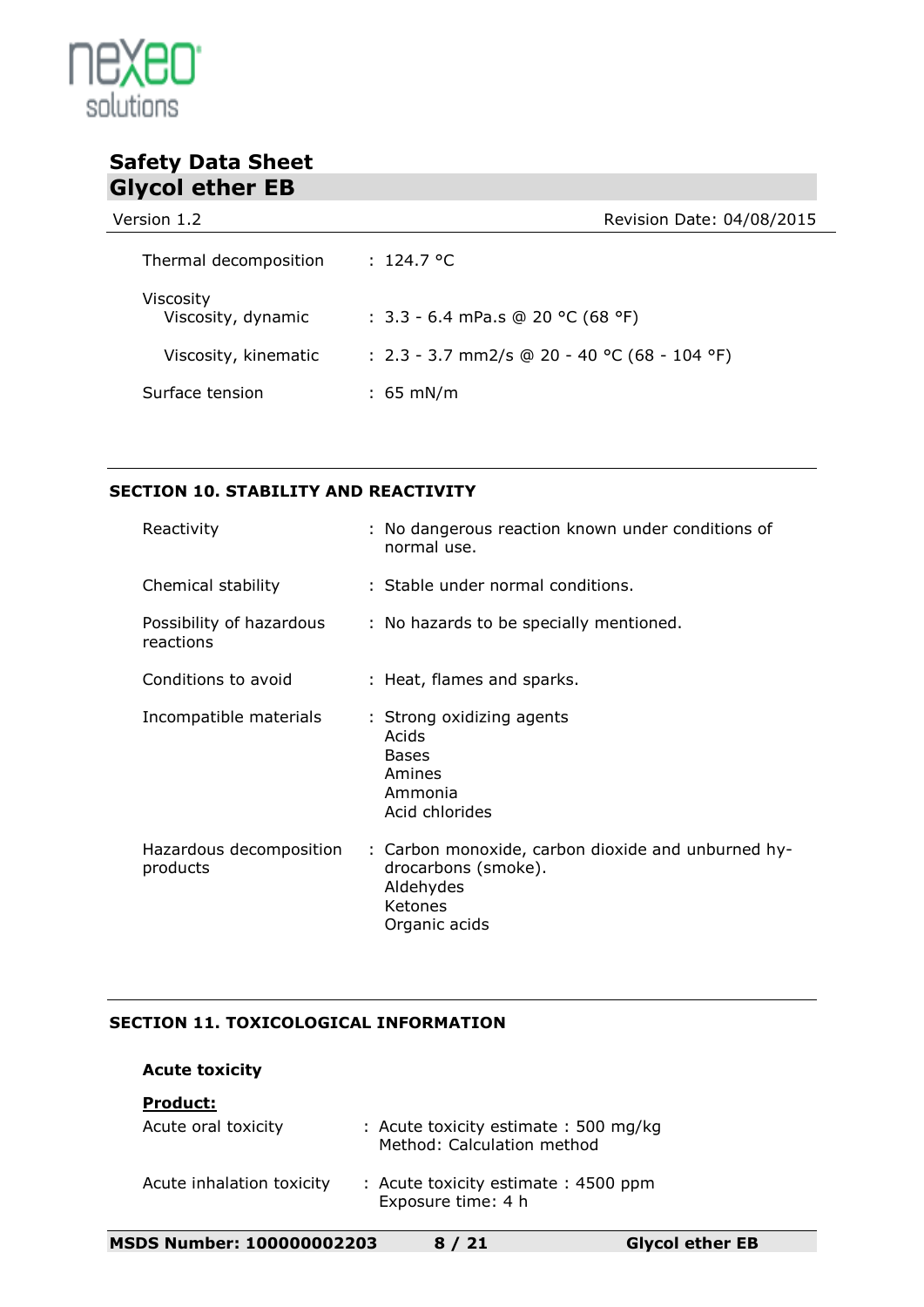| | |
|---|---|
| Thermal decomposition | : 124.7 °C |
| Viscosity | |
| Viscosity, dynamic | : 3.3 - 6.4 mPa.s @ 20 °C (68 °F) |
| Viscosity, kinematic | : 2.3 - 3.7 mm2/s @ 20 - 40 °C (68 - 104 °F) |
| Surface tension | : 65 mN/m |

## SECTION 10. STABILITY AND REACTIVITY

| | |
|---|---|
| Reactivity | : No dangerous reaction known under conditions of normal use. |
| Chemical stability | : Stable under normal conditions. |
| Possibility of hazardous reactions | : No hazards to be specially mentioned. |
| Conditions to avoid | : Heat, flames and sparks. |
| Incompatible materials | : Strong oxidizing agents<br>Acids<br>Bases<br>Amines<br>Ammonia<br>Acid chlorides |
| Hazardous decomposition products | : Carbon monoxide, carbon dioxide and unburned hydrocarbons (smoke).<br>Aldehydes<br>Ketones<br>Organic acids |

## SECTION 11. TOXICOLOGICAL INFORMATION

### Acute toxicity

**Product:**

| | |
|---|---|
| Acute oral toxicity | : Acute toxicity estimate : 500 mg/kg<br>Method: Calculation method |
| Acute inhalation toxicity | : Acute toxicity estimate : 4500 ppm<br>Exposure time: 4 h |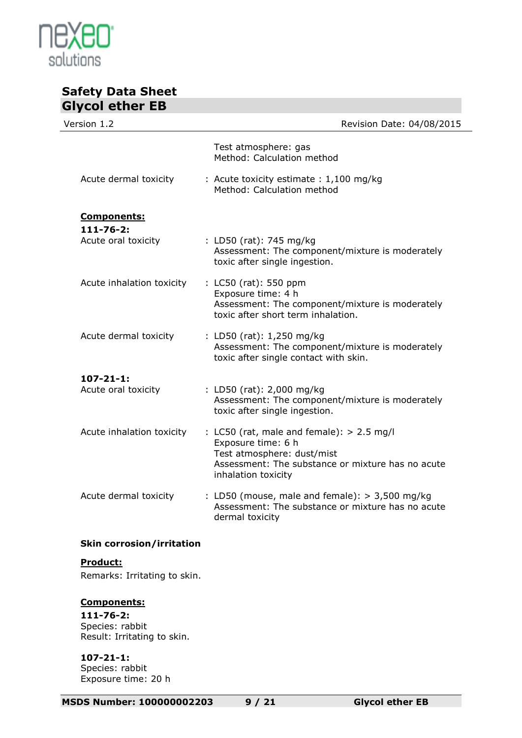Test atmosphere: gas
Method: Calculation method

Acute dermal toxicity : Acute toxicity estimate : 1,100 mg/kg
Method: Calculation method

**Components:**

**111-76-2:**

Acute oral toxicity : LD50 (rat): 745 mg/kg
Assessment: The component/mixture is moderately toxic after single ingestion.

Acute inhalation toxicity : LC50 (rat): 550 ppm
Exposure time: 4 h
Assessment: The component/mixture is moderately toxic after short term inhalation.

Acute dermal toxicity : LD50 (rat): 1,250 mg/kg
Assessment: The component/mixture is moderately toxic after single contact with skin.

**107-21-1:**

Acute oral toxicity : LD50 (rat): 2,000 mg/kg
Assessment: The component/mixture is moderately toxic after single ingestion.

Acute inhalation toxicity : LC50 (rat, male and female): > 2.5 mg/l
Exposure time: 6 h
Test atmosphere: dust/mist
Assessment: The substance or mixture has no acute inhalation toxicity

Acute dermal toxicity : LD50 (mouse, male and female): > 3,500 mg/kg
Assessment: The substance or mixture has no acute dermal toxicity

**Skin corrosion/irritation**

**Product:**

Remarks: Irritating to skin.

**Components:**

**111-76-2:**
Species: rabbit
Result: Irritating to skin.

**107-21-1:**
Species: rabbit
Exposure time: 20 h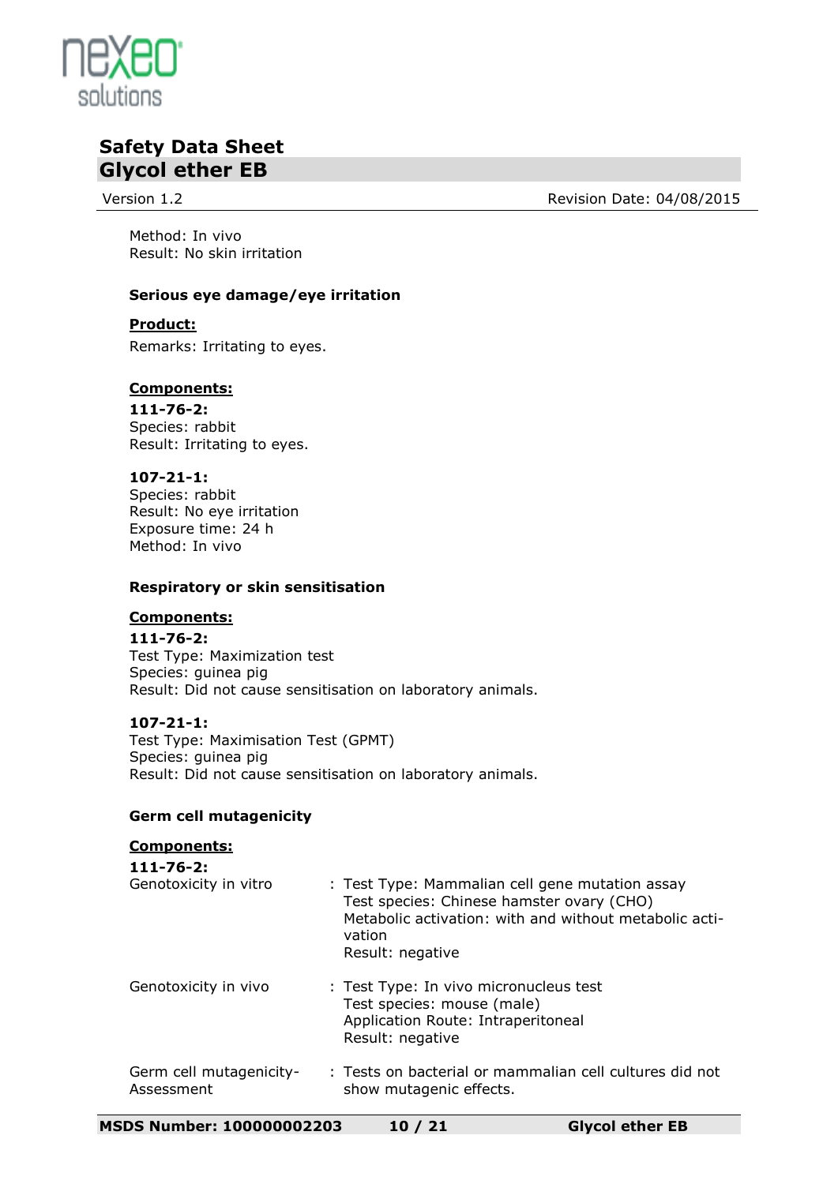Method: In vivo
Result: No skin irritation

### Serious eye damage/eye irritation

**Product:**

Remarks: Irritating to eyes.

**Components:**

**111-76-2:**
Species: rabbit
Result: Irritating to eyes.

**107-21-1:**
Species: rabbit
Result: No eye irritation
Exposure time: 24 h
Method: In vivo

### Respiratory or skin sensitisation

**Components:**

**111-76-2:**
Test Type: Maximization test
Species: guinea pig
Result: Did not cause sensitisation on laboratory animals.

**107-21-1:**
Test Type: Maximisation Test (GPMT)
Species: guinea pig
Result: Did not cause sensitisation on laboratory animals.

### Germ cell mutagenicity

**Components:**

**111-76-2:**

Genotoxicity in vitro : Test Type: Mammalian cell gene mutation assay
Test species: Chinese hamster ovary (CHO)
Metabolic activation: with and without metabolic activation
Result: negative

Genotoxicity in vivo : Test Type: In vivo micronucleus test
Test species: mouse (male)
Application Route: Intraperitoneal
Result: negative

Germ cell mutagenicity-Assessment : Tests on bacterial or mammalian cell cultures did not show mutagenic effects.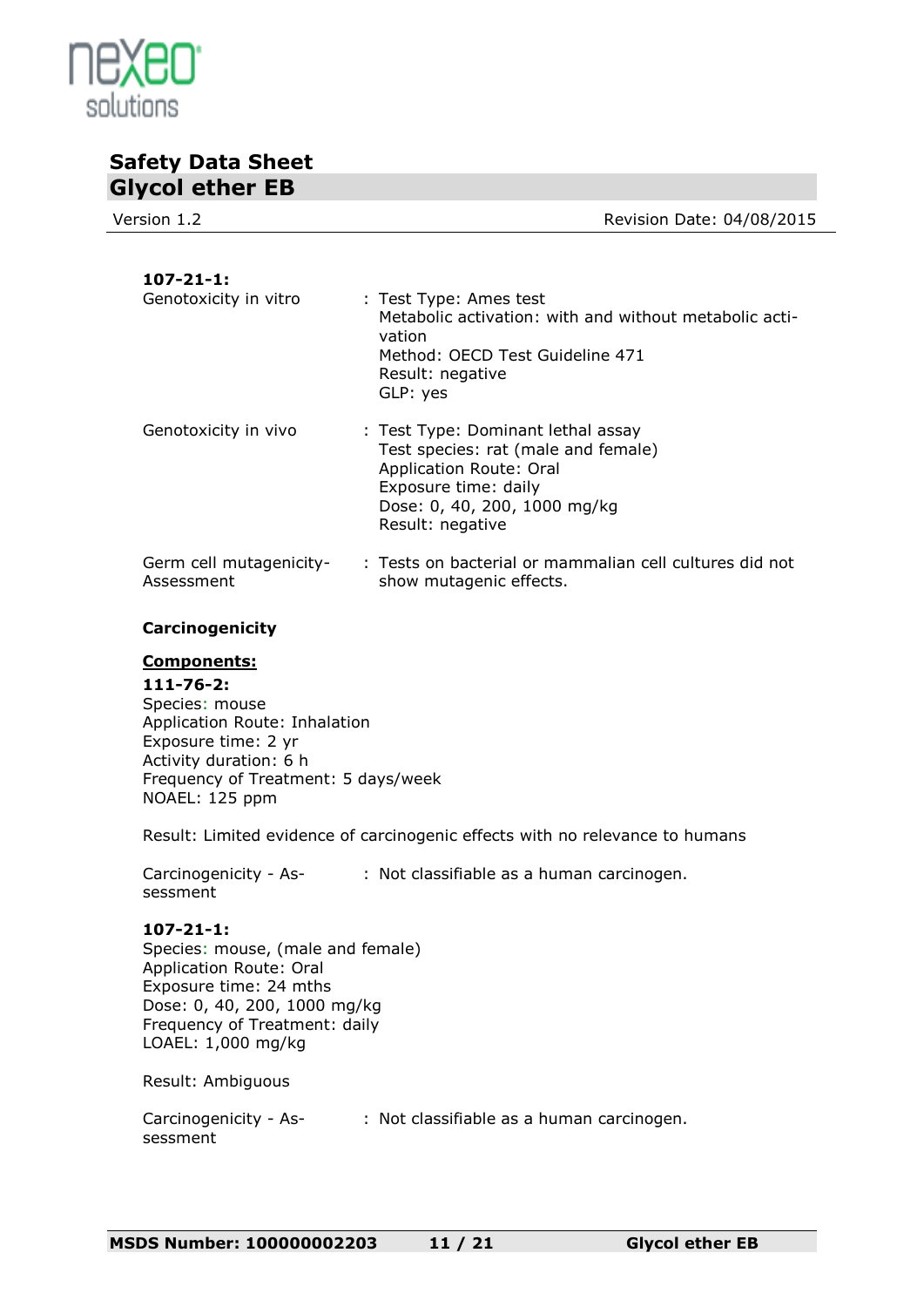**107-21-1:**

Genotoxicity in vitro : Test Type: Ames test
Metabolic activation: with and without metabolic activation
Method: OECD Test Guideline 471
Result: negative
GLP: yes

Genotoxicity in vivo : Test Type: Dominant lethal assay
Test species: rat (male and female)
Application Route: Oral
Exposure time: daily
Dose: 0, 40, 200, 1000 mg/kg
Result: negative

Germ cell mutagenicity-Assessment : Tests on bacterial or mammalian cell cultures did not show mutagenic effects.

**Carcinogenicity**

**Components:**

**111-76-2:**
Species: mouse
Application Route: Inhalation
Exposure time: 2 yr
Activity duration: 6 h
Frequency of Treatment: 5 days/week
NOAEL: 125 ppm

Result: Limited evidence of carcinogenic effects with no relevance to humans

Carcinogenicity - Assessment : Not classifiable as a human carcinogen.

**107-21-1:**
Species: mouse, (male and female)
Application Route: Oral
Exposure time: 24 mths
Dose: 0, 40, 200, 1000 mg/kg
Frequency of Treatment: daily
LOAEL: 1,000 mg/kg

Result: Ambiguous

Carcinogenicity - Assessment : Not classifiable as a human carcinogen.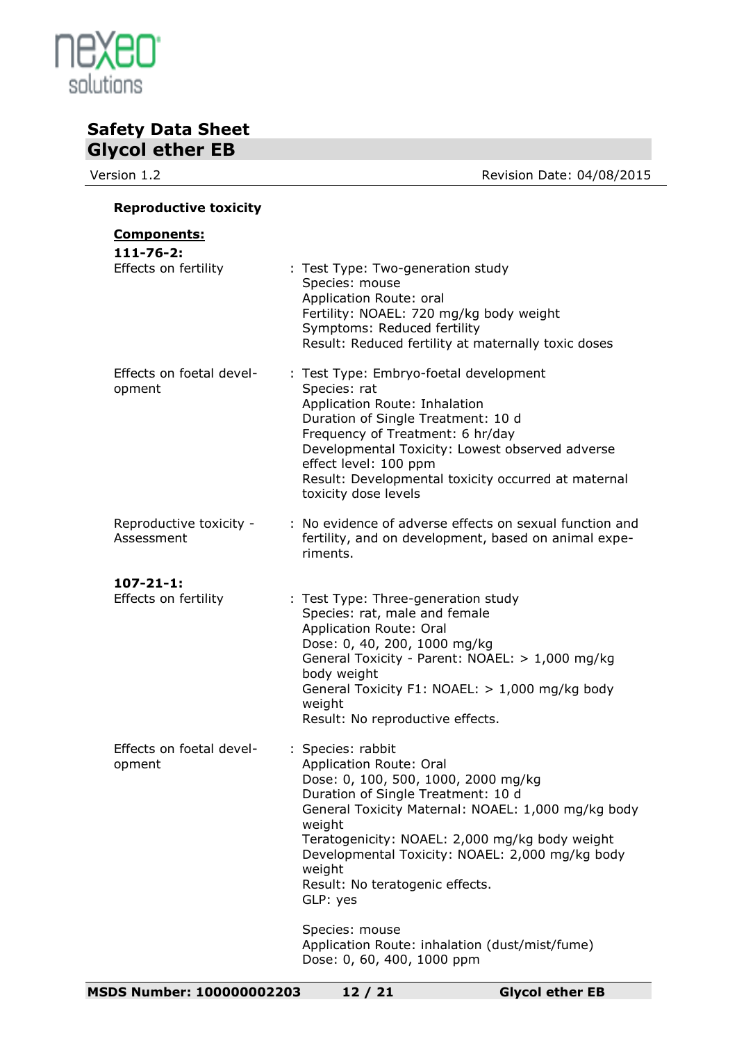**Reproductive toxicity**

**Components:**

**111-76-2:**

Effects on fertility : Test Type: Two-generation study
Species: mouse
Application Route: oral
Fertility: NOAEL: 720 mg/kg body weight
Symptoms: Reduced fertility
Result: Reduced fertility at maternally toxic doses

Effects on foetal development : Test Type: Embryo-foetal development
Species: rat
Application Route: Inhalation
Duration of Single Treatment: 10 d
Frequency of Treatment: 6 hr/day
Developmental Toxicity: Lowest observed adverse effect level: 100 ppm
Result: Developmental toxicity occurred at maternal toxicity dose levels

Reproductive toxicity - Assessment : No evidence of adverse effects on sexual function and fertility, and on development, based on animal experiments.

**107-21-1:**

Effects on fertility : Test Type: Three-generation study
Species: rat, male and female
Application Route: Oral
Dose: 0, 40, 200, 1000 mg/kg
General Toxicity - Parent: NOAEL: > 1,000 mg/kg body weight
General Toxicity F1: NOAEL: > 1,000 mg/kg body weight
Result: No reproductive effects.

Effects on foetal development : Species: rabbit
Application Route: Oral
Dose: 0, 100, 500, 1000, 2000 mg/kg
Duration of Single Treatment: 10 d
General Toxicity Maternal: NOAEL: 1,000 mg/kg body weight
Teratogenicity: NOAEL: 2,000 mg/kg body weight
Developmental Toxicity: NOAEL: 2,000 mg/kg body weight
Result: No teratogenic effects.
GLP: yes

Species: mouse
Application Route: inhalation (dust/mist/fume)
Dose: 0, 60, 400, 1000 ppm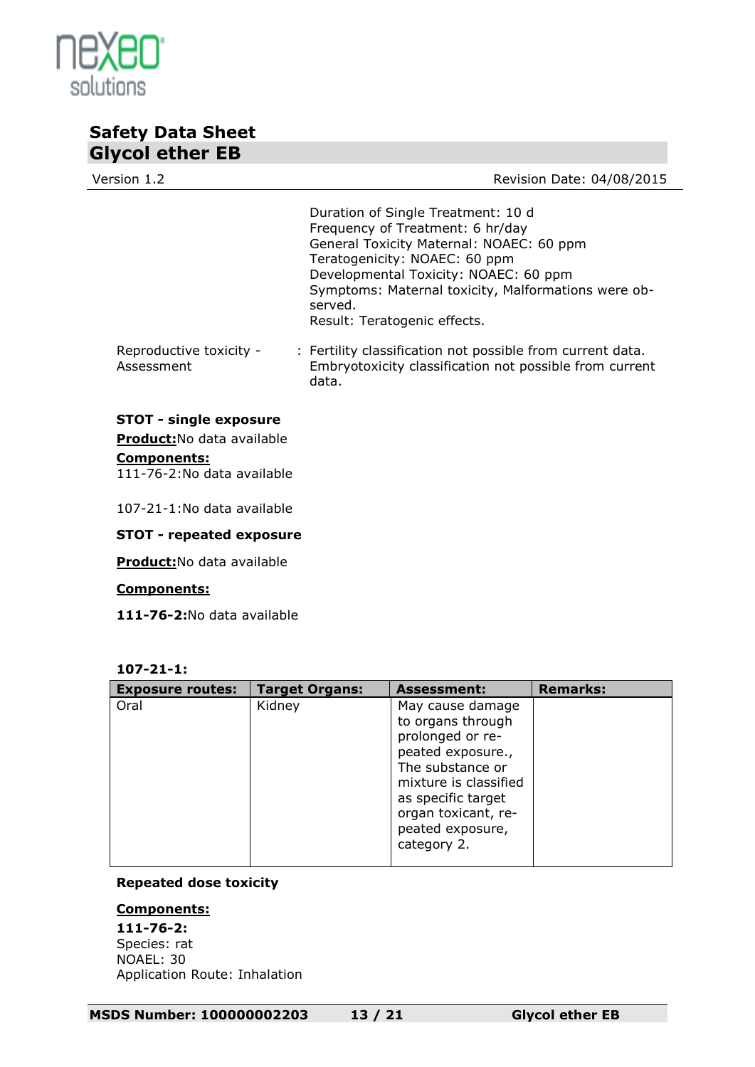Duration of Single Treatment: 10 d
Frequency of Treatment: 6 hr/day
General Toxicity Maternal: NOAEC: 60 ppm
Teratogenicity: NOAEC: 60 ppm
Developmental Toxicity: NOAEC: 60 ppm
Symptoms: Maternal toxicity, Malformations were observed.
Result: Teratogenic effects.

Reproductive toxicity - Assessment : Fertility classification not possible from current data. Embryotoxicity classification not possible from current data.

**STOT - single exposure**

**Product:**No data available

**Components:**

111-76-2:No data available

107-21-1:No data available

**STOT - repeated exposure**

**Product:**No data available

**Components:**

**111-76-2:**No data available

**107-21-1:**

| Exposure routes: | Target Organs: | Assessment: | Remarks: |
|---|---|---|---|
| Oral | Kidney | May cause damage to organs through prolonged or repeated exposure., The substance or mixture is classified as specific target organ toxicant, repeated exposure, category 2. | |

**Repeated dose toxicity**

**Components:**

**111-76-2:**
Species: rat
NOAEL: 30
Application Route: Inhalation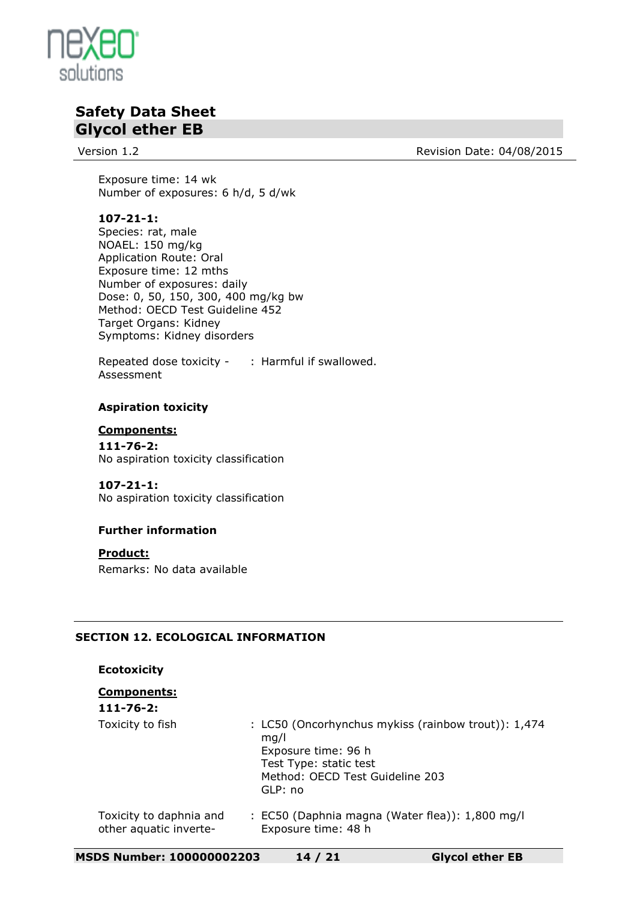Exposure time: 14 wk
Number of exposures: 6 h/d, 5 d/wk

**107-21-1:**
Species: rat, male
NOAEL: 150 mg/kg
Application Route: Oral
Exposure time: 12 mths
Number of exposures: daily
Dose: 0, 50, 150, 300, 400 mg/kg bw
Method: OECD Test Guideline 452
Target Organs: Kidney
Symptoms: Kidney disorders

Repeated dose toxicity - Assessment : Harmful if swallowed.

**Aspiration toxicity**

**Components:**

**111-76-2:**
No aspiration toxicity classification

**107-21-1:**
No aspiration toxicity classification

**Further information**

**Product:**
Remarks: No data available

## SECTION 12. ECOLOGICAL INFORMATION

**Ecotoxicity**

**Components:**

**111-76-2:**

Toxicity to fish : LC50 (Oncorhynchus mykiss (rainbow trout)): 1,474 mg/l
Exposure time: 96 h
Test Type: static test
Method: OECD Test Guideline 203
GLP: no

Toxicity to daphnia and other aquatic inverte- : EC50 (Daphnia magna (Water flea)): 1,800 mg/l
Exposure time: 48 h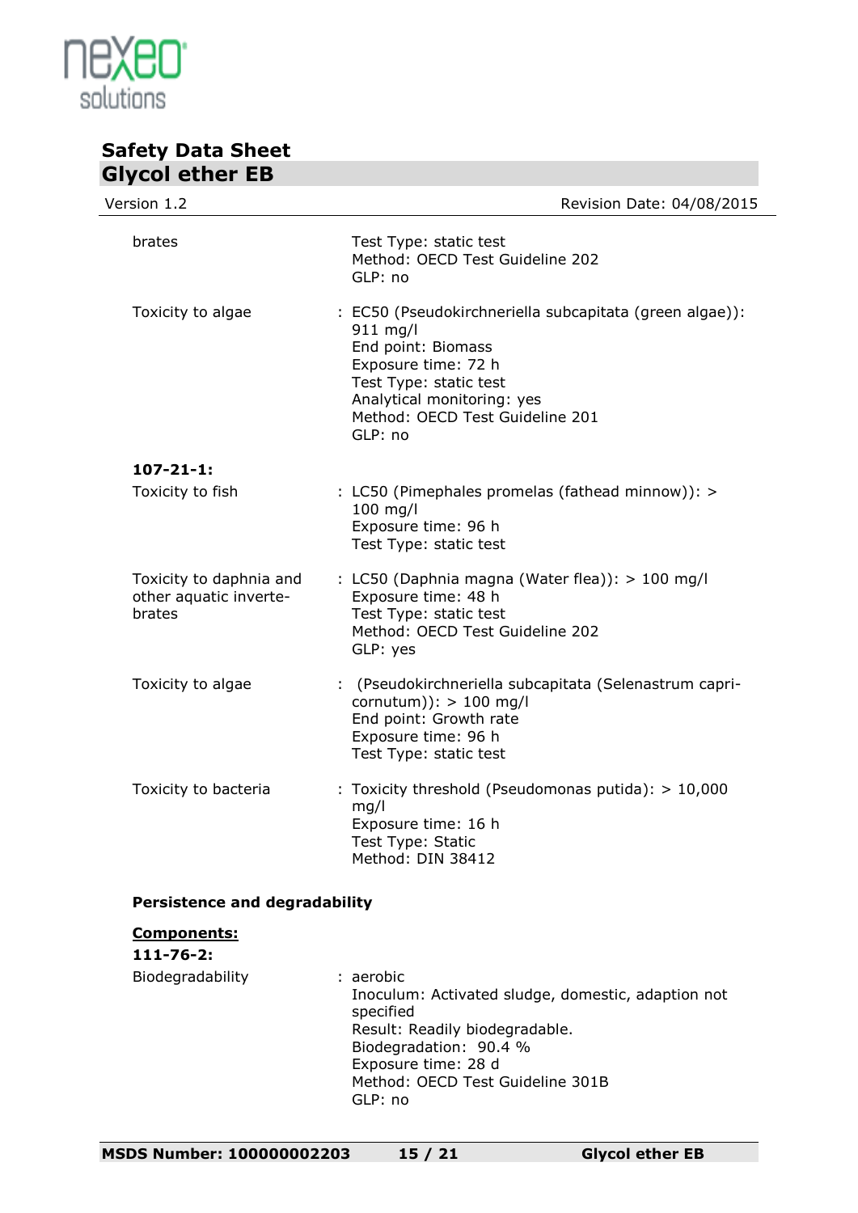| | |
|---|---|
| brates | Test Type: static test<br>Method: OECD Test Guideline 202<br>GLP: no |
| Toxicity to algae | : EC50 (Pseudokirchneriella subcapitata (green algae)): 911 mg/l<br>End point: Biomass<br>Exposure time: 72 h<br>Test Type: static test<br>Analytical monitoring: yes<br>Method: OECD Test Guideline 201<br>GLP: no |

**107-21-1:**

| | |
|---|---|
| Toxicity to fish | : LC50 (Pimephales promelas (fathead minnow)): > 100 mg/l<br>Exposure time: 96 h<br>Test Type: static test |
| Toxicity to daphnia and other aquatic invertebrates | : LC50 (Daphnia magna (Water flea)): > 100 mg/l<br>Exposure time: 48 h<br>Test Type: static test<br>Method: OECD Test Guideline 202<br>GLP: yes |
| Toxicity to algae | : (Pseudokirchneriella subcapitata (Selenastrum capricornutum)): > 100 mg/l<br>End point: Growth rate<br>Exposure time: 96 h<br>Test Type: static test |
| Toxicity to bacteria | : Toxicity threshold (Pseudomonas putida): > 10,000 mg/l<br>Exposure time: 16 h<br>Test Type: Static<br>Method: DIN 38412 |

**Persistence and degradability**

**Components:**

**111-76-2:**

| | |
|---|---|
| Biodegradability | : aerobic<br>Inoculum: Activated sludge, domestic, adaption not specified<br>Result: Readily biodegradable.<br>Biodegradation: 90.4 %<br>Exposure time: 28 d<br>Method: OECD Test Guideline 301B<br>GLP: no |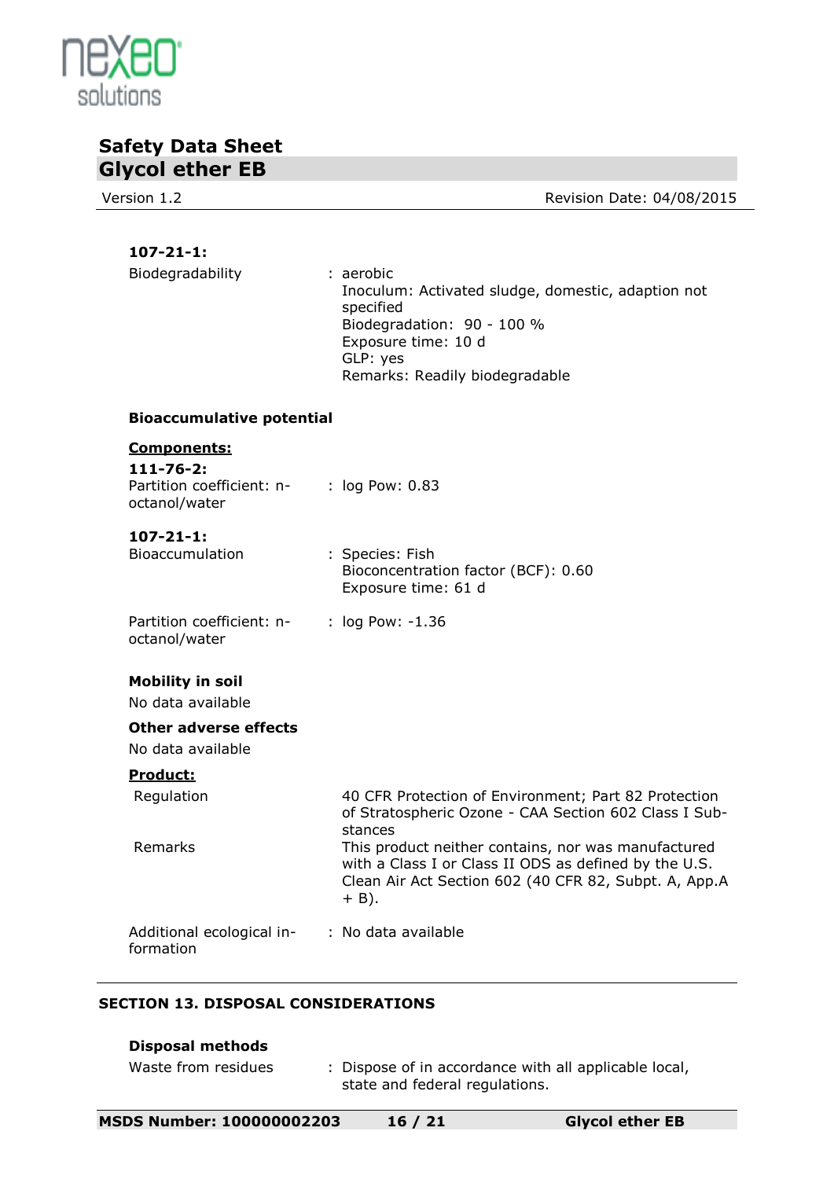**107-21-1:**

Biodegradability : aerobic
Inoculum: Activated sludge, domestic, adaption not specified
Biodegradation: 90 - 100 %
Exposure time: 10 d
GLP: yes
Remarks: Readily biodegradable

**Bioaccumulative potential**

**Components:**

**111-76-2:**

Partition coefficient: n-octanol/water : log Pow: 0.83

**107-21-1:**

Bioaccumulation : Species: Fish
Bioconcentration factor (BCF): 0.60
Exposure time: 61 d

Partition coefficient: n-octanol/water : log Pow: -1.36

**Mobility in soil**

No data available

**Other adverse effects**

No data available

**Product:**

Regulation: 40 CFR Protection of Environment; Part 82 Protection of Stratospheric Ozone - CAA Section 602 Class I Substances

Remarks: This product neither contains, nor was manufactured with a Class I or Class II ODS as defined by the U.S. Clean Air Act Section 602 (40 CFR 82, Subpt. A, App.A + B).

Additional ecological information : No data available

## SECTION 13. DISPOSAL CONSIDERATIONS

**Disposal methods**

Waste from residues : Dispose of in accordance with all applicable local, state and federal regulations.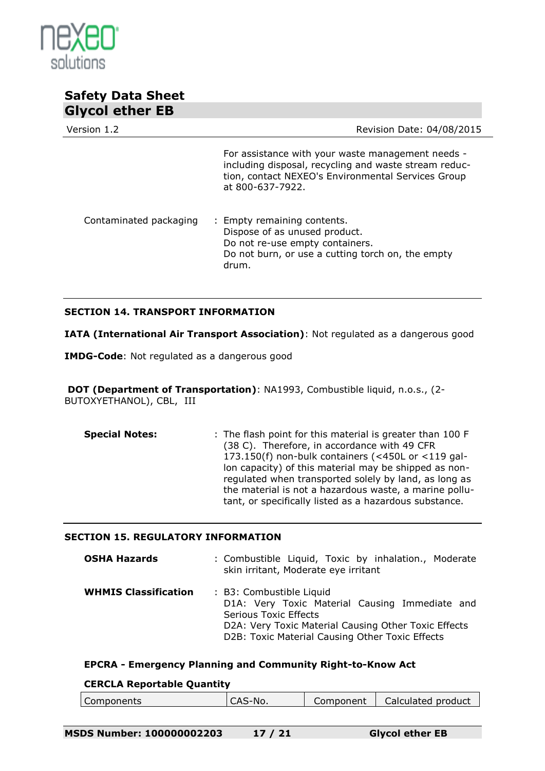For assistance with your waste management needs - including disposal, recycling and waste stream reduction, contact NEXEO's Environmental Services Group at 800-637-7922.

Contaminated packaging : Empty remaining contents.
Dispose of as unused product.
Do not re-use empty containers.
Do not burn, or use a cutting torch on, the empty drum.

## SECTION 14. TRANSPORT INFORMATION

**IATA (International Air Transport Association)**: Not regulated as a dangerous good

**IMDG-Code**: Not regulated as a dangerous good

**DOT (Department of Transportation)**: NA1993, Combustible liquid, n.o.s., (2-BUTOXYETHANOL), CBL, III

**Special Notes:** : The flash point for this material is greater than 100 F (38 C). Therefore, in accordance with 49 CFR 173.150(f) non-bulk containers (<450L or <119 gallon capacity) of this material may be shipped as non-regulated when transported solely by land, as long as the material is not a hazardous waste, a marine pollutant, or specifically listed as a hazardous substance.

## SECTION 15. REGULATORY INFORMATION

**OSHA Hazards** : Combustible Liquid, Toxic by inhalation., Moderate skin irritant, Moderate eye irritant

**WHMIS Classification** : B3: Combustible Liquid
D1A: Very Toxic Material Causing Immediate and Serious Toxic Effects
D2A: Very Toxic Material Causing Other Toxic Effects
D2B: Toxic Material Causing Other Toxic Effects

**EPCRA - Emergency Planning and Community Right-to-Know Act**

**CERCLA Reportable Quantity**

| Components | CAS-No. | Component | Calculated product |
|---|---|---|---|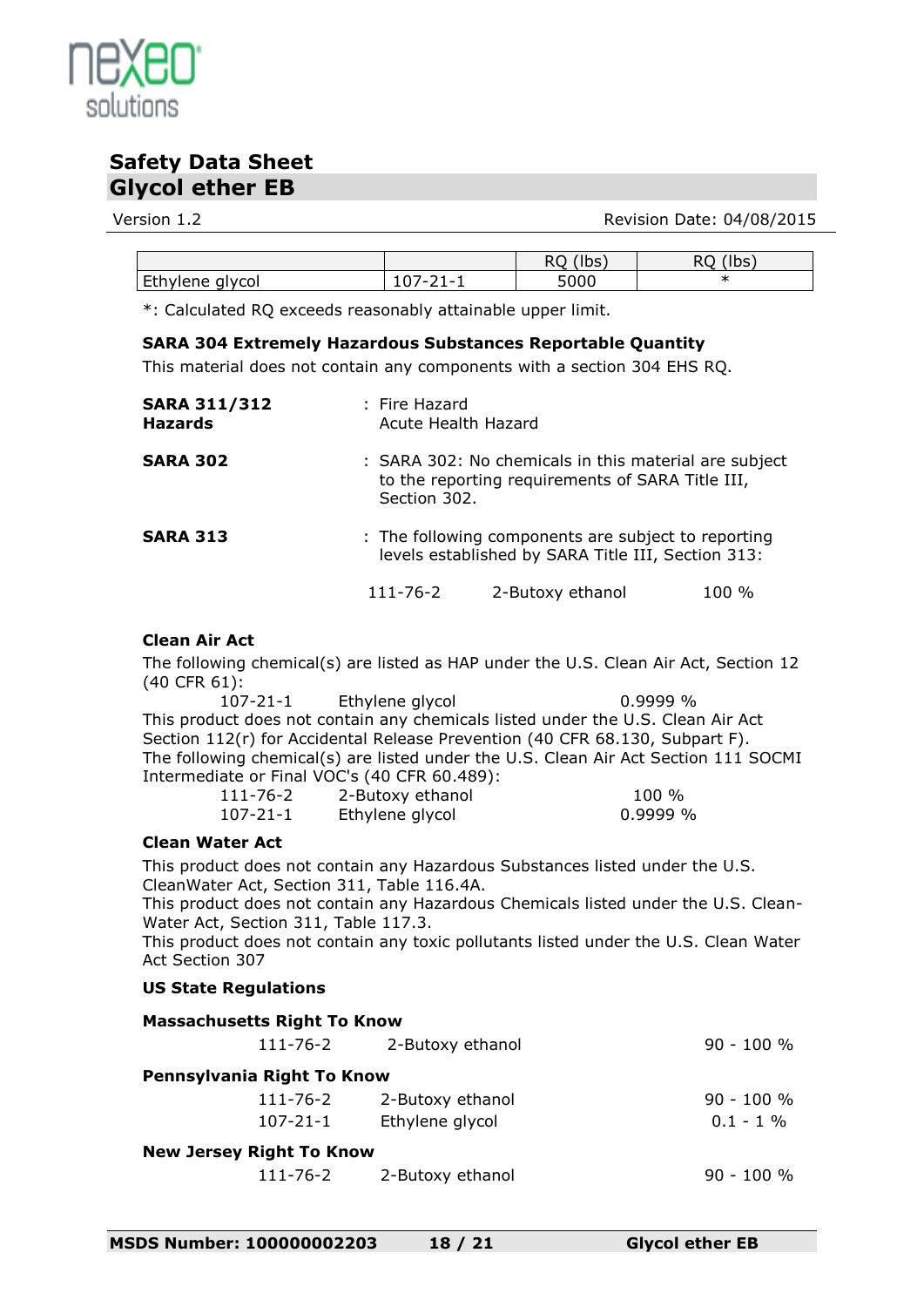| | | RQ (lbs) | RQ (lbs) |
|---|---|---|---|
| Ethylene glycol | 107-21-1 | 5000 | * |

*: Calculated RQ exceeds reasonably attainable upper limit.

**SARA 304 Extremely Hazardous Substances Reportable Quantity**

This material does not contain any components with a section 304 EHS RQ.

**SARA 311/312 Hazards** : Fire Hazard
Acute Health Hazard

**SARA 302** : SARA 302: No chemicals in this material are subject to the reporting requirements of SARA Title III, Section 302.

**SARA 313** : The following components are subject to reporting levels established by SARA Title III, Section 313:

| | | |
|---|---|---|
| 111-76-2 | 2-Butoxy ethanol | 100 % |

**Clean Air Act**

The following chemical(s) are listed as HAP under the U.S. Clean Air Act, Section 12 (40 CFR 61):

| | | |
|---|---|---|
| 107-21-1 | Ethylene glycol | 0.9999 % |

This product does not contain any chemicals listed under the U.S. Clean Air Act Section 112(r) for Accidental Release Prevention (40 CFR 68.130, Subpart F).
The following chemical(s) are listed under the U.S. Clean Air Act Section 111 SOCMI Intermediate or Final VOC's (40 CFR 60.489):

| | | |
|---|---|---|
| 111-76-2 | 2-Butoxy ethanol | 100 % |
| 107-21-1 | Ethylene glycol | 0.9999 % |

**Clean Water Act**

This product does not contain any Hazardous Substances listed under the U.S. CleanWater Act, Section 311, Table 116.4A.
This product does not contain any Hazardous Chemicals listed under the U.S. Clean-Water Act, Section 311, Table 117.3.
This product does not contain any toxic pollutants listed under the U.S. Clean Water Act Section 307

**US State Regulations**

**Massachusetts Right To Know**

| | | |
|---|---|---|
| 111-76-2 | 2-Butoxy ethanol | 90 - 100 % |

**Pennsylvania Right To Know**

| | | |
|---|---|---|
| 111-76-2 | 2-Butoxy ethanol | 90 - 100 % |
| 107-21-1 | Ethylene glycol | 0.1 - 1 % |

**New Jersey Right To Know**

| | | |
|---|---|---|
| 111-76-2 | 2-Butoxy ethanol | 90 - 100 % |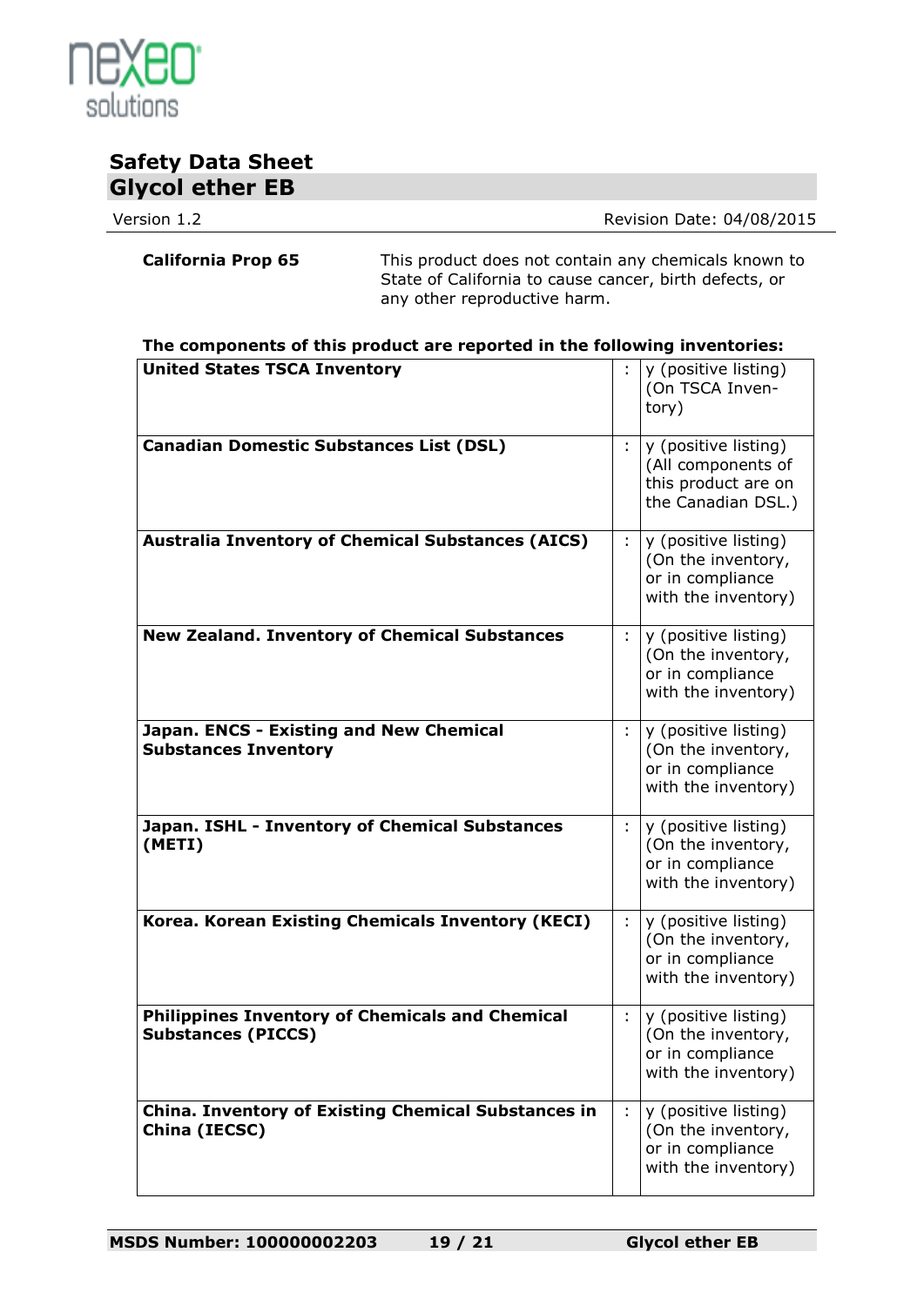**California Prop 65** This product does not contain any chemicals known to State of California to cause cancer, birth defects, or any other reproductive harm.

**The components of this product are reported in the following inventories:**

| | | |
|---|---|---|
| **United States TSCA Inventory** | : | y (positive listing) (On TSCA Inventory) |
| **Canadian Domestic Substances List (DSL)** | : | y (positive listing) (All components of this product are on the Canadian DSL.) |
| **Australia Inventory of Chemical Substances (AICS)** | : | y (positive listing) (On the inventory, or in compliance with the inventory) |
| **New Zealand. Inventory of Chemical Substances** | : | y (positive listing) (On the inventory, or in compliance with the inventory) |
| **Japan. ENCS - Existing and New Chemical Substances Inventory** | : | y (positive listing) (On the inventory, or in compliance with the inventory) |
| **Japan. ISHL - Inventory of Chemical Substances (METI)** | : | y (positive listing) (On the inventory, or in compliance with the inventory) |
| **Korea. Korean Existing Chemicals Inventory (KECI)** | : | y (positive listing) (On the inventory, or in compliance with the inventory) |
| **Philippines Inventory of Chemicals and Chemical Substances (PICCS)** | : | y (positive listing) (On the inventory, or in compliance with the inventory) |
| **China. Inventory of Existing Chemical Substances in China (IECSC)** | : | y (positive listing) (On the inventory, or in compliance with the inventory) |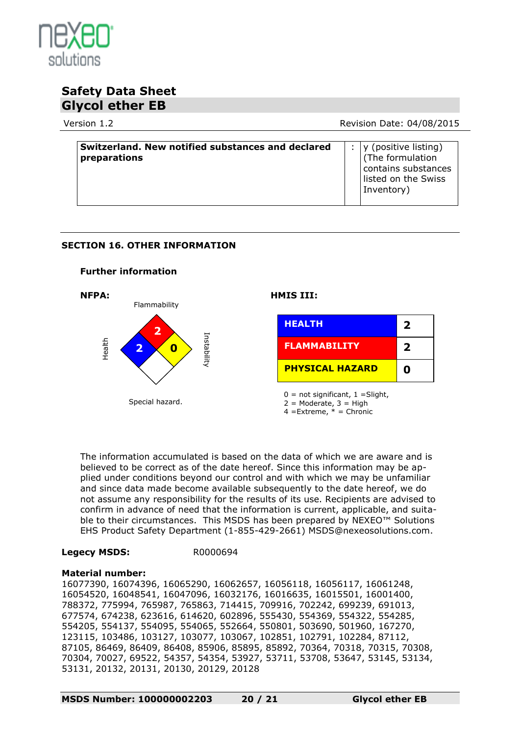| Switzerland. New notified substances and declared preparations | : | y (positive listing) (The formulation contains substances listed on the Swiss Inventory) |
|---|---|---|

## SECTION 16. OTHER INFORMATION

### Further information

**NFPA:**

Flammability: 2
Health: 2
Instability: 0
Special hazard.

**HMIS III:**

| HEALTH | 2 |
|---|---|
| FLAMMABILITY | 2 |
| PHYSICAL HAZARD | 0 |

0 = not significant, 1 =Slight,
2 = Moderate, 3 = High
4 =Extreme, * = Chronic

The information accumulated is based on the data of which we are aware and is believed to be correct as of the date hereof. Since this information may be applied under conditions beyond our control and with which we may be unfamiliar and since data made become available subsequently to the date hereof, we do not assume any responsibility for the results of its use. Recipients are advised to confirm in advance of need that the information is current, applicable, and suitable to their circumstances. This MSDS has been prepared by NEXEO™ Solutions EHS Product Safety Department (1-855-429-2661) MSDS@nexeosolutions.com.

**Legecy MSDS:** R0000694

**Material number:**
16077390, 16074396, 16065290, 16062657, 16056118, 16056117, 16061248, 16054520, 16048541, 16047096, 16032176, 16016635, 16015501, 16001400, 788372, 775994, 765987, 765863, 714415, 709916, 702242, 699239, 691013, 677574, 674238, 623616, 614620, 602896, 555430, 554369, 554322, 554285, 554205, 554137, 554095, 554065, 552664, 550801, 503690, 501960, 167270, 123115, 103486, 103127, 103077, 103067, 102851, 102791, 102284, 87112, 87105, 86469, 86409, 86408, 85906, 85895, 85892, 70364, 70318, 70315, 70308, 70304, 70027, 69522, 54357, 54354, 53927, 53711, 53708, 53647, 53145, 53134, 53131, 20132, 20131, 20130, 20129, 20128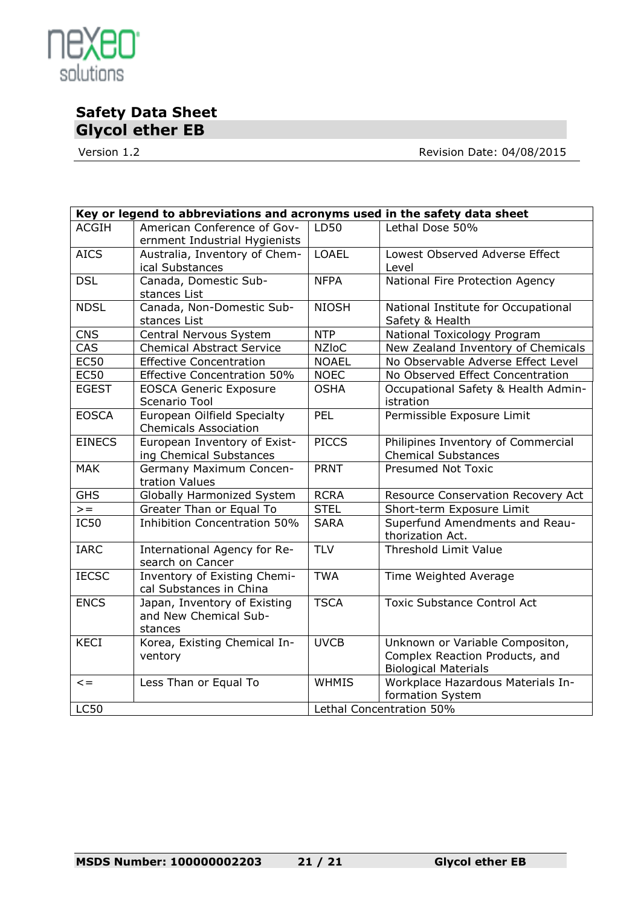| Key or legend to abbreviations and acronyms used in the safety data sheet | | | |
|---|---|---|---|
| ACGIH | American Conference of Government Industrial Hygienists | LD50 | Lethal Dose 50% |
| AICS | Australia, Inventory of Chemical Substances | LOAEL | Lowest Observed Adverse Effect Level |
| DSL | Canada, Domestic Substances List | NFPA | National Fire Protection Agency |
| NDSL | Canada, Non-Domestic Substances List | NIOSH | National Institute for Occupational Safety & Health |
| CNS | Central Nervous System | NTP | National Toxicology Program |
| CAS | Chemical Abstract Service | NZIoC | New Zealand Inventory of Chemicals |
| EC50 | Effective Concentration | NOAEL | No Observable Adverse Effect Level |
| EC50 | Effective Concentration 50% | NOEC | No Observed Effect Concentration |
| EGEST | EOSCA Generic Exposure Scenario Tool | OSHA | Occupational Safety & Health Administration |
| EOSCA | European Oilfield Specialty Chemicals Association | PEL | Permissible Exposure Limit |
| EINECS | European Inventory of Existing Chemical Substances | PICCS | Philipines Inventory of Commercial Chemical Substances |
| MAK | Germany Maximum Concentration Values | PRNT | Presumed Not Toxic |
| GHS | Globally Harmonized System | RCRA | Resource Conservation Recovery Act |
| >= | Greater Than or Equal To | STEL | Short-term Exposure Limit |
| IC50 | Inhibition Concentration 50% | SARA | Superfund Amendments and Reauthorization Act. |
| IARC | International Agency for Research on Cancer | TLV | Threshold Limit Value |
| IECSC | Inventory of Existing Chemical Substances in China | TWA | Time Weighted Average |
| ENCS | Japan, Inventory of Existing and New Chemical Substances | TSCA | Toxic Substance Control Act |
| KECI | Korea, Existing Chemical Inventory | UVCB | Unknown or Variable Compositon, Complex Reaction Products, and Biological Materials |
| <= | Less Than or Equal To | WHMIS | Workplace Hazardous Materials Information System |
| LC50 | | Lethal Concentration 50% | |